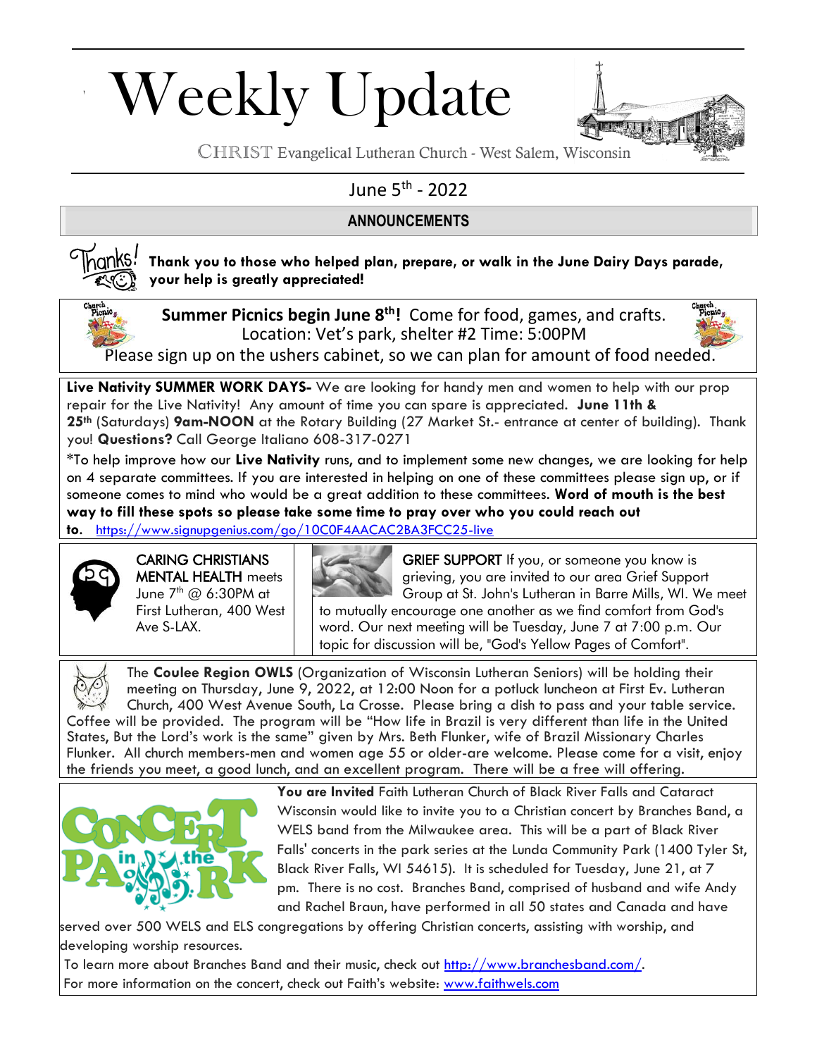# Weekly Update

CHRIST Evangelical Lutheran Church - West Salem, Wisconsin

June 5th - 2022

## ANNOUNCEMENTS

**Thank you to those who helped plan, prepare, or walk in the June Dairy Days parade, your help is greatly appreciated!**

**Summer Picnics begin June 8th!** Come for food, games, and crafts. Location: Vet's park, shelter #2 Time: 5:00PM

Please sign up on the ushers cabinet, so we can plan for amount of food needed.

**Live Nativity SUMMER WORK DAYS-** We are looking for handy men and women to help with our prop repair for the Live Nativity! Any amount of time you can spare is appreciated. **June 11th & 25th** (Saturdays) **9am-NOON** at the Rotary Building (27 Market St.- entrance at center of building). Thank you! **Questions?** Call George Italiano 608-317-0271

*To help improve how our **Live Nativity** runs, and to implement some new changes, we are looking for help on 4 separate committees. If you are interested in helping on one of these committees please sign up, or if someone comes to mind who would be a great addition to these committees. **Word of mouth is the best way to fill these spots so please take some time to pray over who you could reach out to.** https://www.signupgenius.com/go/10C0F4AACAC2BA3FCC25-live

CARING CHRISTIANS MENTAL HEALTH meets June 7th @ 6:30PM at First Lutheran, 400 West Ave S-LAX.

GRIEF SUPPORT If you, or someone you know is grieving, you are invited to our area Grief Support Group at St. John's Lutheran in Barre Mills, WI. We meet to mutually encourage one another as we find comfort from God's word. Our next meeting will be Tuesday, June 7 at 7:00 p.m. Our topic for discussion will be, "God's Yellow Pages of Comfort".

The **Coulee Region OWLS** (Organization of Wisconsin Lutheran Seniors) will be holding their meeting on Thursday, June 9, 2022, at 12:00 Noon for a potluck luncheon at First Ev. Lutheran Church, 400 West Avenue South, La Crosse. Please bring a dish to pass and your table service. Coffee will be provided. The program will be "How life in Brazil is very different than life in the United States, But the Lord's work is the same" given by Mrs. Beth Flunker, wife of Brazil Missionary Charles Flunker. All church members-men and women age 55 or older-are welcome. Please come for a visit, enjoy the friends you meet, a good lunch, and an excellent program. There will be a free will offering.

**You are Invited** Faith Lutheran Church of Black River Falls and Cataract Wisconsin would like to invite you to a Christian concert by Branches Band, a WELS band from the Milwaukee area. This will be a part of Black River Falls' concerts in the park series at the Lunda Community Park (1400 Tyler St, Black River Falls, WI 54615). It is scheduled for Tuesday, June 21, at 7 pm. There is no cost. Branches Band, comprised of husband and wife Andy and Rachel Braun, have performed in all 50 states and Canada and have served over 500 WELS and ELS congregations by offering Christian concerts, assisting with worship, and developing worship resources.

To learn more about Branches Band and their music, check out http://www.branchesband.com/.

For more information on the concert, check out Faith's website: www.faithwels.com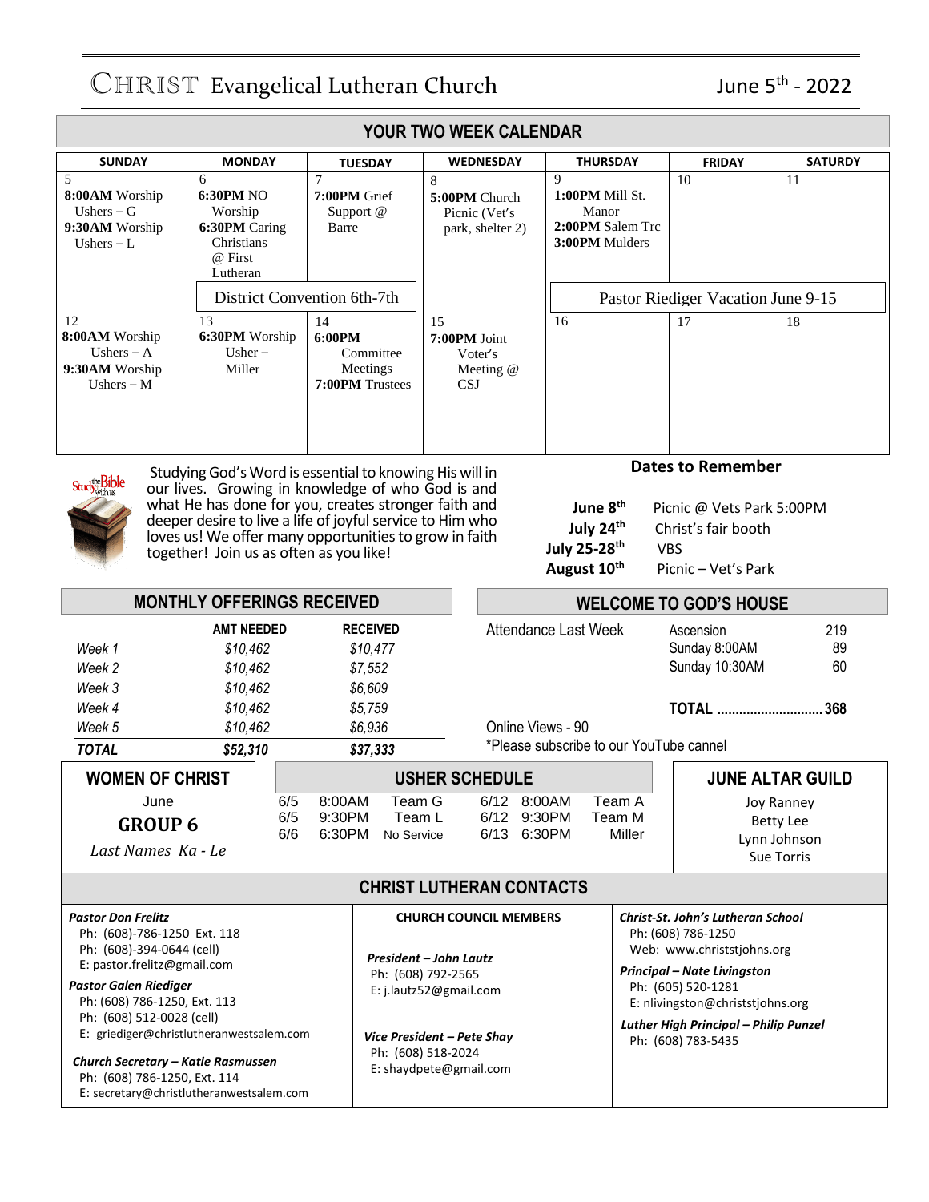# CHRIST Evangelical Lutheran Church

June 5th - 2022

## YOUR TWO WEEK CALENDAR

| SUNDAY | MONDAY | TUESDAY | WEDNESDAY | THURSDAY | FRIDAY | SATURDY |
|---|---|---|---|---|---|---|
| 5<br>**8:00AM** Worship<br>Ushers – G<br>**9:30AM** Worship<br>Ushers – L | 6<br>**6:30PM** NO Worship<br>**6:30PM** Caring Christians @ First Lutheran | 7<br>**7:00PM** Grief Support @ Barre | 8<br>**5:00PM** Church Picnic (Vet's park, shelter 2) | 9<br>**1:00PM** Mill St. Manor<br>**2:00PM** Salem Trc<br>**3:00PM** Mulders | 10 | 11 |
| | District Convention 6th-7th | | | Pastor Riediger Vacation June 9-15 | | |
| 12<br>**8:00AM** Worship<br>Ushers – A<br>**9:30AM** Worship<br>Ushers – M | 13<br>**6:30PM** Worship<br>Usher – Miller | 14<br>**6:00PM** Committee Meetings<br>**7:00PM** Trustees | 15<br>**7:00PM** Joint Voter's Meeting @ CSJ | 16 | 17 | 18 |

Studying God's Word is essential to knowing His will in our lives. Growing in knowledge of who God is and what He has done for you, creates stronger faith and deeper desire to live a life of joyful service to Him who loves us! We offer many opportunities to grow in faith together! Join us as often as you like!

### Dates to Remember

| | |
|---|---|
| **June 8th** | Picnic @ Vets Park 5:00PM |
| **July 24th** | Christ's fair booth |
| **July 25-28th** | VBS |
| **August 10th** | Picnic – Vet's Park |

## MONTHLY OFFERINGS RECEIVED

| | AMT NEEDED | RECEIVED |
|---|---|---|
| *Week 1* | *$10,462* | *$10,477* |
| *Week 2* | *$10,462* | *$7,552* |
| *Week 3* | *$10,462* | *$6,609* |
| *Week 4* | *$10,462* | *$5,759* |
| *Week 5* | *$10,462* | *$6,936* |
| ***TOTAL*** | ***$52,310*** | ***$37,333*** |

## WELCOME TO GOD'S HOUSE

Attendance Last Week

| | |
|---|---|
| Ascension | 219 |
| Sunday 8:00AM | 89 |
| Sunday 10:30AM | 60 |
| **TOTAL** | **368** |

Online Views - 90

*Please subscribe to our YouTube cannel

## WOMEN OF CHRIST

June

**GROUP 6**

*Last Names Ka - Le*

## USHER SCHEDULE

| | | | | | |
|---|---|---|---|---|---|
| 6/5 | 8:00AM | Team G | 6/12 | 8:00AM | Team A |
| 6/5 | 9:30PM | Team L | 6/12 | 9:30PM | Team M |
| 6/6 | 6:30PM | No Service | 6/13 | 6:30PM | Miller |

## JUNE ALTAR GUILD

Joy Ranney
Betty Lee
Lynn Johnson
Sue Torris

## CHRIST LUTHERAN CONTACTS

***Pastor Don Frelitz***
Ph: (608)-786-1250 Ext. 118
Ph: (608)-394-0644 (cell)
E: pastor.frelitz@gmail.com

***Pastor Galen Riediger***
Ph: (608) 786-1250, Ext. 113
Ph: (608) 512-0028 (cell)
E: griediger@christlutheranwestsalem.com

***Church Secretary – Katie Rasmussen***
Ph: (608) 786-1250, Ext. 114
E: secretary@christlutheranwestsalem.com

**CHURCH COUNCIL MEMBERS**

***President – John Lautz***
Ph: (608) 792-2565
E: j.lautz52@gmail.com

***Vice President – Pete Shay***
Ph: (608) 518-2024
E: shaydpete@gmail.com

***Christ-St. John's Lutheran School***
Ph: (608) 786-1250
Web: www.christstjohns.org

***Principal – Nate Livingston***
Ph: (605) 520-1281
E: nlivingston@christstjohns.org

***Luther High Principal – Philip Punzel***
Ph: (608) 783-5435